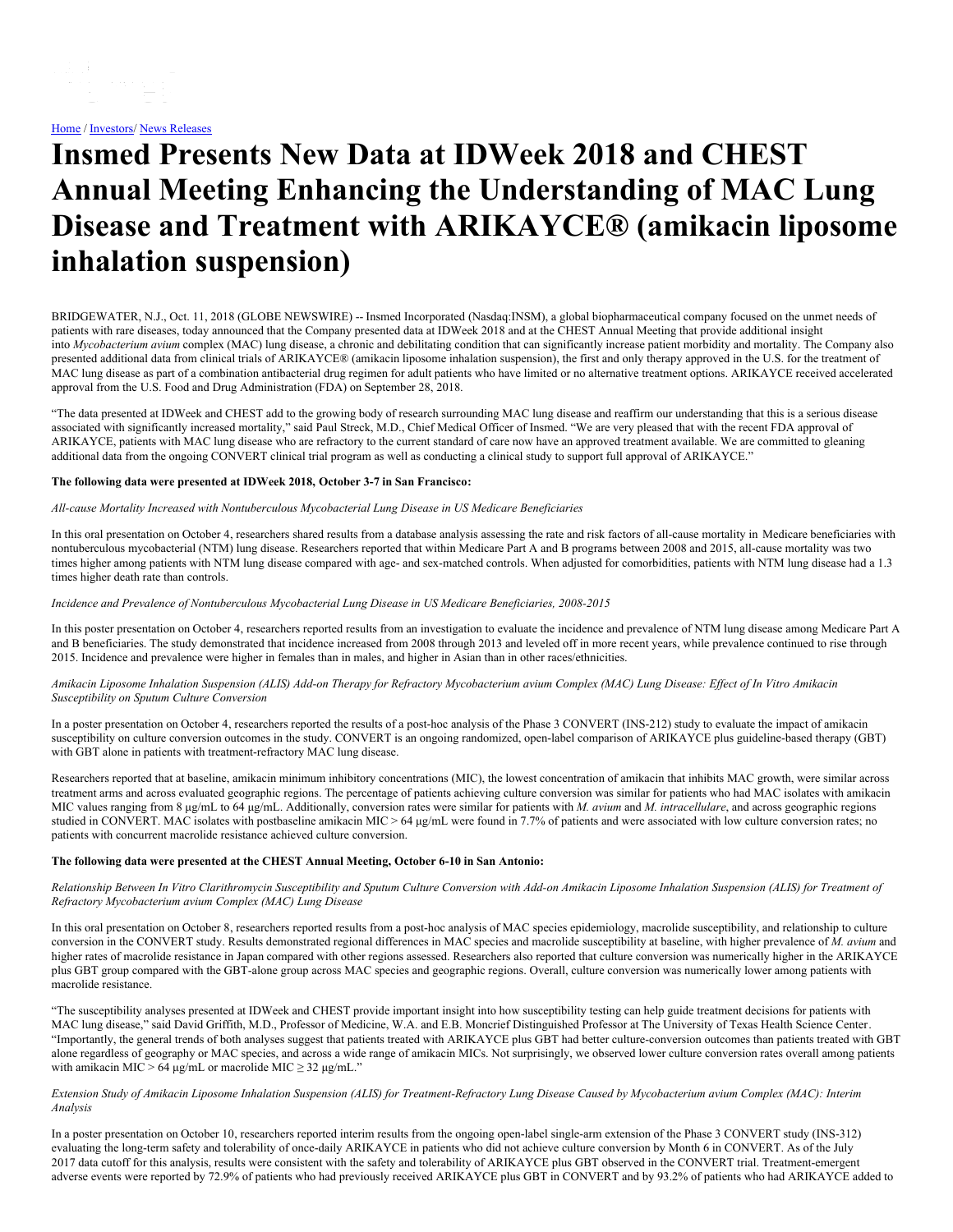Home / Investors/ News Releases

# Insmed Presents New Data at IDWeek 2018 and CHEST Annual Meeting Enhancing the Understanding of MAC Lung Disease and Treatment with ARIKAYCE® (amikacin liposome inhalation suspension)

BRIDGEWATER, N.J., Oct. 11, 2018 (GLOBE NEWSWIRE) -- Insmed Incorporated (Nasdaq:INSM), a global biopharmaceutical company focused on the unmet needs of patients with rare diseases, today announced that the Company presented data at IDWeek 2018 and at the CHEST Annual Meeting that provide additional insight into *Mycobacterium avium* complex (MAC) lung disease, a chronic and debilitating condition that can significantly increase patient morbidity and mortality. The Company also presented additional data from clinical trials of ARIKAYCE® (amikacin liposome inhalation suspension), the first and only therapy approved in the U.S. for the treatment of MAC lung disease as part of a combination antibacterial drug regimen for adult patients who have limited or no alternative treatment options. ARIKAYCE received accelerated approval from the U.S. Food and Drug Administration (FDA) on September 28, 2018.

"The data presented at IDWeek and CHEST add to the growing body of research surrounding MAC lung disease and reaffirm our understanding that this is a serious disease associated with significantly increased mortality," said Paul Streck, M.D., Chief Medical Officer of Insmed. "We are very pleased that with the recent FDA approval of ARIKAYCE, patients with MAC lung disease who are refractory to the current standard of care now have an approved treatment available. We are committed to gleaning additional data from the ongoing CONVERT clinical trial program as well as conducting a clinical study to support full approval of ARIKAYCE."

**The following data were presented at IDWeek 2018, October 3-7 in San Francisco:**

*All-cause Mortality Increased with Nontuberculous Mycobacterial Lung Disease in US Medicare Beneficiaries*

In this oral presentation on October 4, researchers shared results from a database analysis assessing the rate and risk factors of all-cause mortality in Medicare beneficiaries with nontuberculous mycobacterial (NTM) lung disease. Researchers reported that within Medicare Part A and B programs between 2008 and 2015, all-cause mortality was two times higher among patients with NTM lung disease compared with age- and sex-matched controls. When adjusted for comorbidities, patients with NTM lung disease had a 1.3 times higher death rate than controls.

*Incidence and Prevalence of Nontuberculous Mycobacterial Lung Disease in US Medicare Beneficiaries, 2008-2015*

In this poster presentation on October 4, researchers reported results from an investigation to evaluate the incidence and prevalence of NTM lung disease among Medicare Part A and B beneficiaries. The study demonstrated that incidence increased from 2008 through 2013 and leveled off in more recent years, while prevalence continued to rise through 2015. Incidence and prevalence were higher in females than in males, and higher in Asian than in other races/ethnicities.

*Amikacin Liposome Inhalation Suspension (ALIS) Add-on Therapy for Refractory Mycobacterium avium Complex (MAC) Lung Disease: Effect of In Vitro Amikacin Susceptibility on Sputum Culture Conversion*

In a poster presentation on October 4, researchers reported the results of a post-hoc analysis of the Phase 3 CONVERT (INS-212) study to evaluate the impact of amikacin susceptibility on culture conversion outcomes in the study. CONVERT is an ongoing randomized, open-label comparison of ARIKAYCE plus guideline-based therapy (GBT) with GBT alone in patients with treatment-refractory MAC lung disease.

Researchers reported that at baseline, amikacin minimum inhibitory concentrations (MIC), the lowest concentration of amikacin that inhibits MAC growth, were similar across treatment arms and across evaluated geographic regions. The percentage of patients achieving culture conversion was similar for patients who had MAC isolates with amikacin MIC values ranging from 8 µg/mL to 64 µg/mL. Additionally, conversion rates were similar for patients with *M. avium* and *M. intracellulare*, and across geographic regions studied in CONVERT. MAC isolates with postbaseline amikacin MIC > 64 µg/mL were found in 7.7% of patients and were associated with low culture conversion rates; no patients with concurrent macrolide resistance achieved culture conversion.

**The following data were presented at the CHEST Annual Meeting, October 6-10 in San Antonio:**

*Relationship Between In Vitro Clarithromycin Susceptibility and Sputum Culture Conversion with Add-on Amikacin Liposome Inhalation Suspension (ALIS) for Treatment of Refractory Mycobacterium avium Complex (MAC) Lung Disease*

In this oral presentation on October 8, researchers reported results from a post-hoc analysis of MAC species epidemiology, macrolide susceptibility, and relationship to culture conversion in the CONVERT study. Results demonstrated regional differences in MAC species and macrolide susceptibility at baseline, with higher prevalence of *M. avium* and higher rates of macrolide resistance in Japan compared with other regions assessed. Researchers also reported that culture conversion was numerically higher in the ARIKAYCE plus GBT group compared with the GBT-alone group across MAC species and geographic regions. Overall, culture conversion was numerically lower among patients with macrolide resistance.

"The susceptibility analyses presented at IDWeek and CHEST provide important insight into how susceptibility testing can help guide treatment decisions for patients with MAC lung disease," said David Griffith, M.D., Professor of Medicine, W.A. and E.B. Moncrief Distinguished Professor at The University of Texas Health Science Center. "Importantly, the general trends of both analyses suggest that patients treated with ARIKAYCE plus GBT had better culture-conversion outcomes than patients treated with GBT alone regardless of geography or MAC species, and across a wide range of amikacin MICs. Not surprisingly, we observed lower culture conversion rates overall among patients with amikacin MIC > 64 µg/mL or macrolide MIC ≥ 32 µg/mL."

*Extension Study of Amikacin Liposome Inhalation Suspension (ALIS) for Treatment-Refractory Lung Disease Caused by Mycobacterium avium Complex (MAC): Interim Analysis*

In a poster presentation on October 10, researchers reported interim results from the ongoing open-label single-arm extension of the Phase 3 CONVERT study (INS-312) evaluating the long-term safety and tolerability of once-daily ARIKAYCE in patients who did not achieve culture conversion by Month 6 in CONVERT. As of the July 2017 data cutoff for this analysis, results were consistent with the safety and tolerability of ARIKAYCE plus GBT observed in the CONVERT trial. Treatment-emergent adverse events were reported by 72.9% of patients who had previously received ARIKAYCE plus GBT in CONVERT and by 93.2% of patients who had ARIKAYCE added to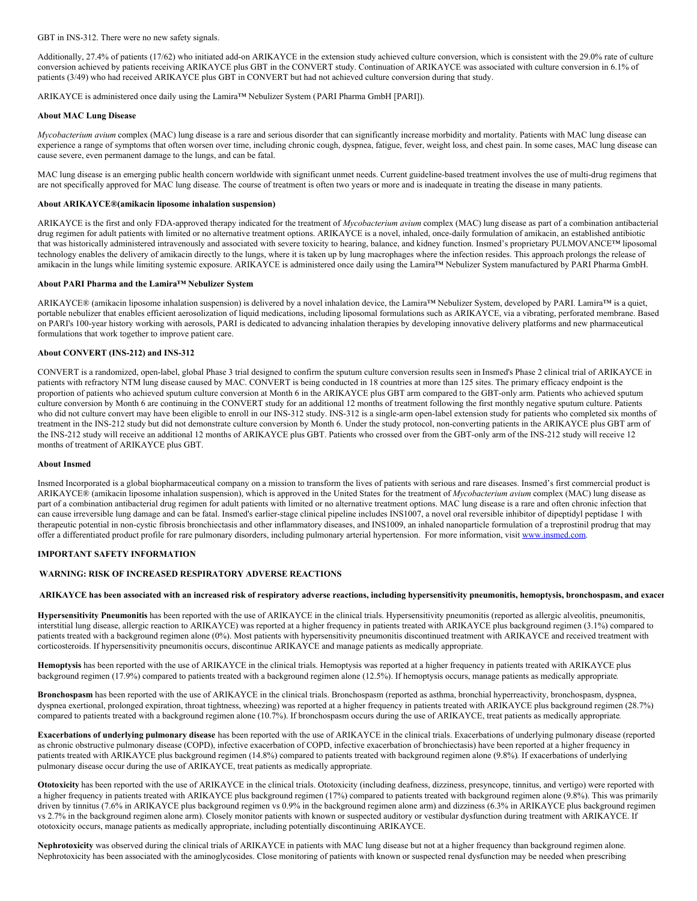GBT in INS-312. There were no new safety signals.

Additionally, 27.4% of patients (17/62) who initiated add-on ARIKAYCE in the extension study achieved culture conversion, which is consistent with the 29.0% rate of culture conversion achieved by patients receiving ARIKAYCE plus GBT in the CONVERT study. Continuation of ARIKAYCE was associated with culture conversion in 6.1% of patients (3/49) who had received ARIKAYCE plus GBT in CONVERT but had not achieved culture conversion during that study.

ARIKAYCE is administered once daily using the Lamira™ Nebulizer System (PARI Pharma GmbH [PARI]).

**About MAC Lung Disease**

*Mycobacterium avium* complex (MAC) lung disease is a rare and serious disorder that can significantly increase morbidity and mortality. Patients with MAC lung disease can experience a range of symptoms that often worsen over time, including chronic cough, dyspnea, fatigue, fever, weight loss, and chest pain. In some cases, MAC lung disease can cause severe, even permanent damage to the lungs, and can be fatal.

MAC lung disease is an emerging public health concern worldwide with significant unmet needs. Current guideline-based treatment involves the use of multi-drug regimens that are not specifically approved for MAC lung disease. The course of treatment is often two years or more and is inadequate in treating the disease in many patients.

**About ARIKAYCE®(amikacin liposome inhalation suspension)**

ARIKAYCE is the first and only FDA-approved therapy indicated for the treatment of *Mycobacterium avium* complex (MAC) lung disease as part of a combination antibacterial drug regimen for adult patients with limited or no alternative treatment options. ARIKAYCE is a novel, inhaled, once-daily formulation of amikacin, an established antibiotic that was historically administered intravenously and associated with severe toxicity to hearing, balance, and kidney function. Insmed's proprietary PULMOVANCE™ liposomal technology enables the delivery of amikacin directly to the lungs, where it is taken up by lung macrophages where the infection resides. This approach prolongs the release of amikacin in the lungs while limiting systemic exposure. ARIKAYCE is administered once daily using the Lamira™ Nebulizer System manufactured by PARI Pharma GmbH.

**About PARI Pharma and the Lamira™ Nebulizer System**

ARIKAYCE® (amikacin liposome inhalation suspension) is delivered by a novel inhalation device, the Lamira™ Nebulizer System, developed by PARI. Lamira™ is a quiet, portable nebulizer that enables efficient aerosolization of liquid medications, including liposomal formulations such as ARIKAYCE, via a vibrating, perforated membrane. Based on PARI's 100-year history working with aerosols, PARI is dedicated to advancing inhalation therapies by developing innovative delivery platforms and new pharmaceutical formulations that work together to improve patient care.

**About CONVERT (INS-212) and INS-312**

CONVERT is a randomized, open-label, global Phase 3 trial designed to confirm the sputum culture conversion results seen in Insmed's Phase 2 clinical trial of ARIKAYCE in patients with refractory NTM lung disease caused by MAC. CONVERT is being conducted in 18 countries at more than 125 sites. The primary efficacy endpoint is the proportion of patients who achieved sputum culture conversion at Month 6 in the ARIKAYCE plus GBT arm compared to the GBT-only arm. Patients who achieved sputum culture conversion by Month 6 are continuing in the CONVERT study for an additional 12 months of treatment following the first monthly negative sputum culture. Patients who did not culture convert may have been eligible to enroll in our INS-312 study. INS-312 is a single-arm open-label extension study for patients who completed six months of treatment in the INS-212 study but did not demonstrate culture conversion by Month 6. Under the study protocol, non-converting patients in the ARIKAYCE plus GBT arm of the INS-212 study will receive an additional 12 months of ARIKAYCE plus GBT. Patients who crossed over from the GBT-only arm of the INS-212 study will receive 12 months of treatment of ARIKAYCE plus GBT.

**About Insmed**

Insmed Incorporated is a global biopharmaceutical company on a mission to transform the lives of patients with serious and rare diseases. Insmed's first commercial product is ARIKAYCE® (amikacin liposome inhalation suspension), which is approved in the United States for the treatment of *Mycobacterium avium* complex (MAC) lung disease as part of a combination antibacterial drug regimen for adult patients with limited or no alternative treatment options. MAC lung disease is a rare and often chronic infection that can cause irreversible lung damage and can be fatal. Insmed's earlier-stage clinical pipeline includes INS1007, a novel oral reversible inhibitor of dipeptidyl peptidase 1 with therapeutic potential in non-cystic fibrosis bronchiectasis and other inflammatory diseases, and INS1009, an inhaled nanoparticle formulation of a treprostinil prodrug that may offer a differentiated product profile for rare pulmonary disorders, including pulmonary arterial hypertension. For more information, visit www.insmed.com.

**IMPORTANT SAFETY INFORMATION**

**WARNING: RISK OF INCREASED RESPIRATORY ADVERSE REACTIONS**

**ARIKAYCE has been associated with an increased risk of respiratory adverse reactions, including hypersensitivity pneumonitis, hemoptysis, bronchospasm, and exacer**

**Hypersensitivity Pneumonitis** has been reported with the use of ARIKAYCE in the clinical trials. Hypersensitivity pneumonitis (reported as allergic alveolitis, pneumonitis, interstitial lung disease, allergic reaction to ARIKAYCE) was reported at a higher frequency in patients treated with ARIKAYCE plus background regimen (3.1%) compared to patients treated with a background regimen alone (0%). Most patients with hypersensitivity pneumonitis discontinued treatment with ARIKAYCE and received treatment with corticosteroids. If hypersensitivity pneumonitis occurs, discontinue ARIKAYCE and manage patients as medically appropriate.

**Hemoptysis** has been reported with the use of ARIKAYCE in the clinical trials. Hemoptysis was reported at a higher frequency in patients treated with ARIKAYCE plus background regimen (17.9%) compared to patients treated with a background regimen alone (12.5%). If hemoptysis occurs, manage patients as medically appropriate.

**Bronchospasm** has been reported with the use of ARIKAYCE in the clinical trials. Bronchospasm (reported as asthma, bronchial hyperreactivity, bronchospasm, dyspnea, dyspnea exertional, prolonged expiration, throat tightness, wheezing) was reported at a higher frequency in patients treated with ARIKAYCE plus background regimen (28.7%) compared to patients treated with a background regimen alone (10.7%). If bronchospasm occurs during the use of ARIKAYCE, treat patients as medically appropriate.

**Exacerbations of underlying pulmonary disease** has been reported with the use of ARIKAYCE in the clinical trials. Exacerbations of underlying pulmonary disease (reported as chronic obstructive pulmonary disease (COPD), infective exacerbation of COPD, infective exacerbation of bronchiectasis) have been reported at a higher frequency in patients treated with ARIKAYCE plus background regimen (14.8%) compared to patients treated with background regimen alone (9.8%). If exacerbations of underlying pulmonary disease occur during the use of ARIKAYCE, treat patients as medically appropriate.

**Ototoxicity** has been reported with the use of ARIKAYCE in the clinical trials. Ototoxicity (including deafness, dizziness, presyncope, tinnitus, and vertigo) were reported with a higher frequency in patients treated with ARIKAYCE plus background regimen (17%) compared to patients treated with background regimen alone (9.8%). This was primarily driven by tinnitus (7.6% in ARIKAYCE plus background regimen vs 0.9% in the background regimen alone arm) and dizziness (6.3% in ARIKAYCE plus background regimen vs 2.7% in the background regimen alone arm). Closely monitor patients with known or suspected auditory or vestibular dysfunction during treatment with ARIKAYCE. If ototoxicity occurs, manage patients as medically appropriate, including potentially discontinuing ARIKAYCE.

**Nephrotoxicity** was observed during the clinical trials of ARIKAYCE in patients with MAC lung disease but not at a higher frequency than background regimen alone. Nephrotoxicity has been associated with the aminoglycosides. Close monitoring of patients with known or suspected renal dysfunction may be needed when prescribing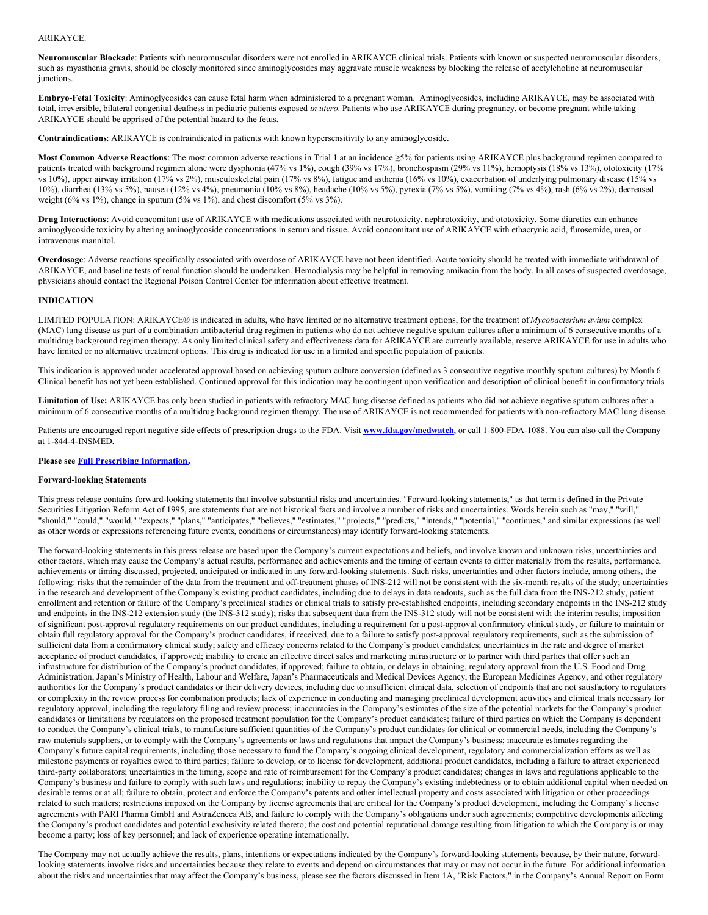ARIKAYCE.

**Neuromuscular Blockade**: Patients with neuromuscular disorders were not enrolled in ARIKAYCE clinical trials. Patients with known or suspected neuromuscular disorders, such as myasthenia gravis, should be closely monitored since aminoglycosides may aggravate muscle weakness by blocking the release of acetylcholine at neuromuscular junctions.

**Embryo-Fetal Toxicity**: Aminoglycosides can cause fetal harm when administered to a pregnant woman. Aminoglycosides, including ARIKAYCE, may be associated with total, irreversible, bilateral congenital deafness in pediatric patients exposed *in utero*. Patients who use ARIKAYCE during pregnancy, or become pregnant while taking ARIKAYCE should be apprised of the potential hazard to the fetus.

**Contraindications**: ARIKAYCE is contraindicated in patients with known hypersensitivity to any aminoglycoside.

**Most Common Adverse Reactions**: The most common adverse reactions in Trial 1 at an incidence ≥5% for patients using ARIKAYCE plus background regimen compared to patients treated with background regimen alone were dysphonia (47% vs 1%), cough (39% vs 17%), bronchospasm (29% vs 11%), hemoptysis (18% vs 13%), ototoxicity (17% vs 10%), upper airway irritation (17% vs 2%), musculoskeletal pain (17% vs 8%), fatigue and asthenia (16% vs 10%), exacerbation of underlying pulmonary disease (15% vs 10%), diarrhea (13% vs 5%), nausea (12% vs 4%), pneumonia (10% vs 8%), headache (10% vs 5%), pyrexia (7% vs 5%), vomiting (7% vs 4%), rash (6% vs 2%), decreased weight (6% vs 1%), change in sputum (5% vs 1%), and chest discomfort (5% vs 3%).

**Drug Interactions**: Avoid concomitant use of ARIKAYCE with medications associated with neurotoxicity, nephrotoxicity, and ototoxicity. Some diuretics can enhance aminoglycoside toxicity by altering aminoglycoside concentrations in serum and tissue. Avoid concomitant use of ARIKAYCE with ethacrynic acid, furosemide, urea, or intravenous mannitol.

**Overdosage**: Adverse reactions specifically associated with overdose of ARIKAYCE have not been identified. Acute toxicity should be treated with immediate withdrawal of ARIKAYCE, and baseline tests of renal function should be undertaken. Hemodialysis may be helpful in removing amikacin from the body. In all cases of suspected overdosage, physicians should contact the Regional Poison Control Center for information about effective treatment.

**INDICATION**

LIMITED POPULATION: ARIKAYCE® is indicated in adults, who have limited or no alternative treatment options, for the treatment of *Mycobacterium avium* complex (MAC) lung disease as part of a combination antibacterial drug regimen in patients who do not achieve negative sputum cultures after a minimum of 6 consecutive months of a multidrug background regimen therapy. As only limited clinical safety and effectiveness data for ARIKAYCE are currently available, reserve ARIKAYCE for use in adults who have limited or no alternative treatment options. This drug is indicated for use in a limited and specific population of patients.

This indication is approved under accelerated approval based on achieving sputum culture conversion (defined as 3 consecutive negative monthly sputum cultures) by Month 6. Clinical benefit has not yet been established. Continued approval for this indication may be contingent upon verification and description of clinical benefit in confirmatory trials.

**Limitation of Use:** ARIKAYCE has only been studied in patients with refractory MAC lung disease defined as patients who did not achieve negative sputum cultures after a minimum of 6 consecutive months of a multidrug background regimen therapy. The use of ARIKAYCE is not recommended for patients with non-refractory MAC lung disease.

Patients are encouraged report negative side effects of prescription drugs to the FDA. Visit **www.fda.gov/medwatch**, or call 1-800-FDA-1088. You can also call the Company at 1-844-4-INSMED.

**Please see Full Prescribing Information.**

**Forward-looking Statements**

This press release contains forward-looking statements that involve substantial risks and uncertainties. "Forward-looking statements," as that term is defined in the Private Securities Litigation Reform Act of 1995, are statements that are not historical facts and involve a number of risks and uncertainties. Words herein such as "may," "will," "should," "could," "would," "expects," "plans," "anticipates," "believes," "estimates," "projects," "predicts," "intends," "potential," "continues," and similar expressions (as well as other words or expressions referencing future events, conditions or circumstances) may identify forward-looking statements.

The forward-looking statements in this press release are based upon the Company's current expectations and beliefs, and involve known and unknown risks, uncertainties and other factors, which may cause the Company's actual results, performance and achievements and the timing of certain events to differ materially from the results, performance, achievements or timing discussed, projected, anticipated or indicated in any forward-looking statements. Such risks, uncertainties and other factors include, among others, the following: risks that the remainder of the data from the treatment and off-treatment phases of INS-212 will not be consistent with the six-month results of the study; uncertainties in the research and development of the Company's existing product candidates, including due to delays in data readouts, such as the full data from the INS-212 study, patient enrollment and retention or failure of the Company's preclinical studies or clinical trials to satisfy pre-established endpoints, including secondary endpoints in the INS-212 study and endpoints in the INS-212 extension study (the INS-312 study); risks that subsequent data from the INS-312 study will not be consistent with the interim results; imposition of significant post-approval regulatory requirements on our product candidates, including a requirement for a post-approval confirmatory clinical study, or failure to maintain or obtain full regulatory approval for the Company's product candidates, if received, due to a failure to satisfy post-approval regulatory requirements, such as the submission of sufficient data from a confirmatory clinical study; safety and efficacy concerns related to the Company's product candidates; uncertainties in the rate and degree of market acceptance of product candidates, if approved; inability to create an effective direct sales and marketing infrastructure or to partner with third parties that offer such an infrastructure for distribution of the Company's product candidates, if approved; failure to obtain, or delays in obtaining, regulatory approval from the U.S. Food and Drug Administration, Japan's Ministry of Health, Labour and Welfare, Japan's Pharmaceuticals and Medical Devices Agency, the European Medicines Agency, and other regulatory authorities for the Company's product candidates or their delivery devices, including due to insufficient clinical data, selection of endpoints that are not satisfactory to regulators or complexity in the review process for combination products; lack of experience in conducting and managing preclinical development activities and clinical trials necessary for regulatory approval, including the regulatory filing and review process; inaccuracies in the Company's estimates of the size of the potential markets for the Company's product candidates or limitations by regulators on the proposed treatment population for the Company's product candidates; failure of third parties on which the Company is dependent to conduct the Company's clinical trials, to manufacture sufficient quantities of the Company's product candidates for clinical or commercial needs, including the Company's raw materials suppliers, or to comply with the Company's agreements or laws and regulations that impact the Company's business; inaccurate estimates regarding the Company's future capital requirements, including those necessary to fund the Company's ongoing clinical development, regulatory and commercialization efforts as well as milestone payments or royalties owed to third parties; failure to develop, or to license for development, additional product candidates, including a failure to attract experienced third-party collaborators; uncertainties in the timing, scope and rate of reimbursement for the Company's product candidates; changes in laws and regulations applicable to the Company's business and failure to comply with such laws and regulations; inability to repay the Company's existing indebtedness or to obtain additional capital when needed on desirable terms or at all; failure to obtain, protect and enforce the Company's patents and other intellectual property and costs associated with litigation or other proceedings related to such matters; restrictions imposed on the Company by license agreements that are critical for the Company's product development, including the Company's license agreements with PARI Pharma GmbH and AstraZeneca AB, and failure to comply with the Company's obligations under such agreements; competitive developments affecting the Company's product candidates and potential exclusivity related thereto; the cost and potential reputational damage resulting from litigation to which the Company is or may become a party; loss of key personnel; and lack of experience operating internationally.

The Company may not actually achieve the results, plans, intentions or expectations indicated by the Company's forward-looking statements because, by their nature, forward-looking statements involve risks and uncertainties because they relate to events and depend on circumstances that may or may not occur in the future. For additional information about the risks and uncertainties that may affect the Company's business, please see the factors discussed in Item 1A, "Risk Factors," in the Company's Annual Report on Form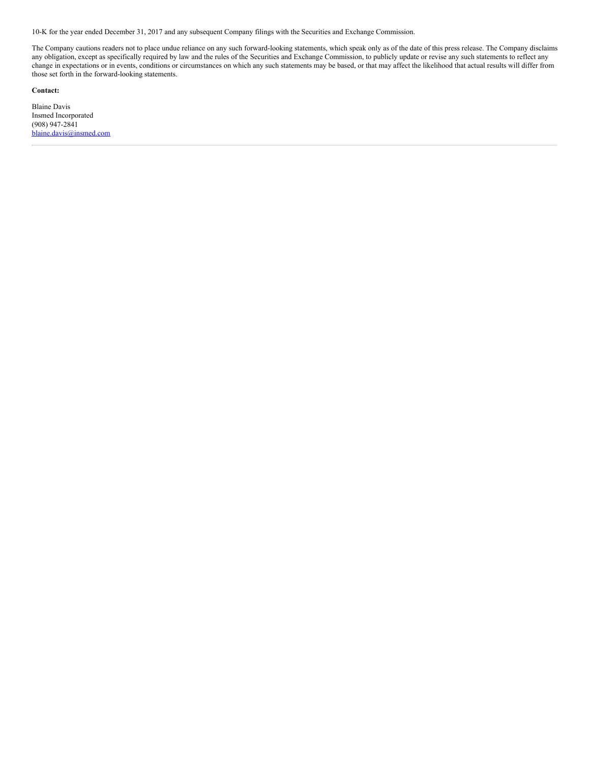10-K for the year ended December 31, 2017 and any subsequent Company filings with the Securities and Exchange Commission.

The Company cautions readers not to place undue reliance on any such forward-looking statements, which speak only as of the date of this press release. The Company disclaims any obligation, except as specifically required by law and the rules of the Securities and Exchange Commission, to publicly update or revise any such statements to reflect any change in expectations or in events, conditions or circumstances on which any such statements may be based, or that may affect the likelihood that actual results will differ from those set forth in the forward-looking statements.

**Contact:**

Blaine Davis
Insmed Incorporated
(908) 947-2841
blaine.davis@insmed.com